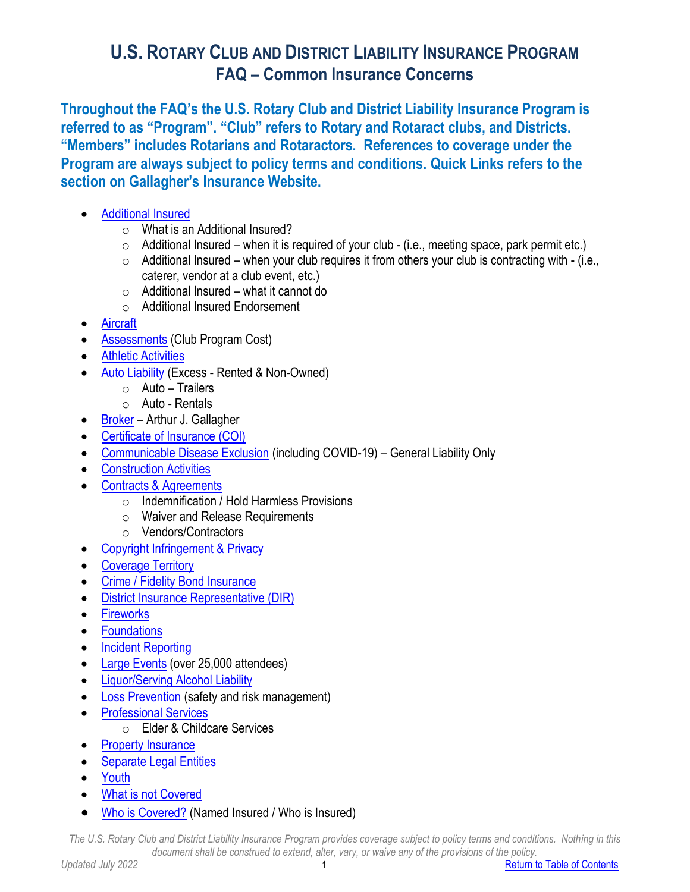# U.S. Rotary Club and District Liability Insurance Program
## FAQ – Common Insurance Concerns

**Throughout the FAQ's the U.S. Rotary Club and District Liability Insurance Program is referred to as "Program". "Club" refers to Rotary and Rotaract clubs, and Districts. "Members" includes Rotarians and Rotaractors. References to coverage under the Program are always subject to policy terms and conditions. Quick Links refers to the section on Gallagher's Insurance Website.**

- Additional Insured
  - What is an Additional Insured?
  - Additional Insured – when it is required of your club - (i.e., meeting space, park permit etc.)
  - Additional Insured – when your club requires it from others your club is contracting with - (i.e., caterer, vendor at a club event, etc.)
  - Additional Insured – what it cannot do
  - Additional Insured Endorsement
- Aircraft
- Assessments (Club Program Cost)
- Athletic Activities
- Auto Liability (Excess - Rented & Non-Owned)
  - Auto – Trailers
  - Auto - Rentals
- Broker – Arthur J. Gallagher
- Certificate of Insurance (COI)
- Communicable Disease Exclusion (including COVID-19) – General Liability Only
- Construction Activities
- Contracts & Agreements
  - Indemnification / Hold Harmless Provisions
  - Waiver and Release Requirements
  - Vendors/Contractors
- Copyright Infringement & Privacy
- Coverage Territory
- Crime / Fidelity Bond Insurance
- District Insurance Representative (DIR)
- Fireworks
- Foundations
- Incident Reporting
- Large Events (over 25,000 attendees)
- Liquor/Serving Alcohol Liability
- Loss Prevention (safety and risk management)
- Professional Services
  - Elder & Childcare Services
- Property Insurance
- Separate Legal Entities
- Youth
- What is not Covered
- Who is Covered? (Named Insured / Who is Insured)

*The U.S. Rotary Club and District Liability Insurance Program provides coverage subject to policy terms and conditions. Nothing in this document shall be construed to extend, alter, vary, or waive any of the provisions of the policy.*

*Updated July 2022*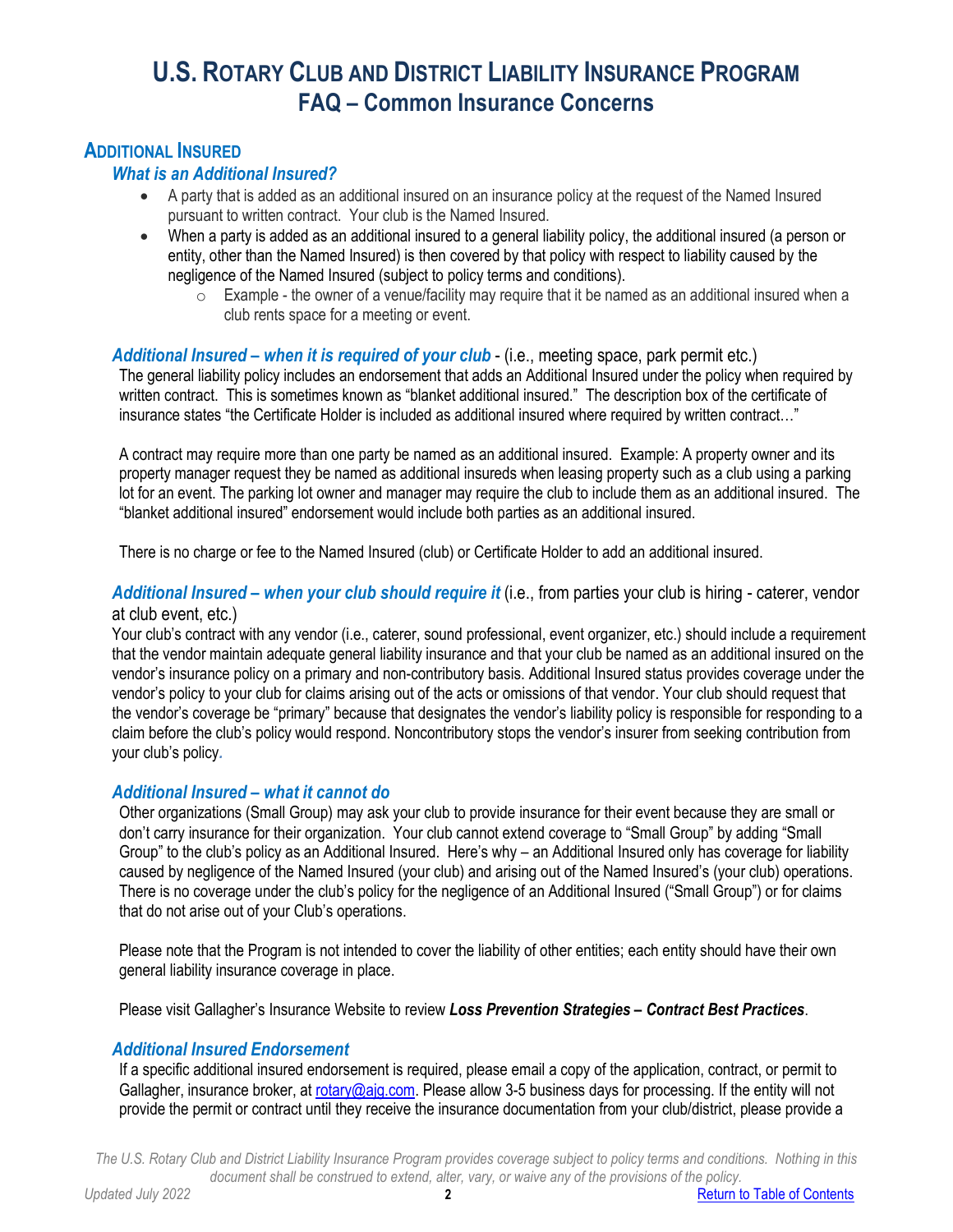# U.S. ROTARY CLUB AND DISTRICT LIABILITY INSURANCE PROGRAM
## FAQ – Common Insurance Concerns

## ADDITIONAL INSURED

### *What is an Additional Insured?*

- A party that is added as an additional insured on an insurance policy at the request of the Named Insured pursuant to written contract. Your club is the Named Insured.
- When a party is added as an additional insured to a general liability policy, the additional insured (a person or entity, other than the Named Insured) is then covered by that policy with respect to liability caused by the negligence of the Named Insured (subject to policy terms and conditions).
  - Example - the owner of a venue/facility may require that it be named as an additional insured when a club rents space for a meeting or event.

### *Additional Insured – when it is required of your club* - (i.e., meeting space, park permit etc.)

The general liability policy includes an endorsement that adds an Additional Insured under the policy when required by written contract. This is sometimes known as "blanket additional insured." The description box of the certificate of insurance states "the Certificate Holder is included as additional insured where required by written contract…"

A contract may require more than one party be named as an additional insured. Example: A property owner and its property manager request they be named as additional insureds when leasing property such as a club using a parking lot for an event. The parking lot owner and manager may require the club to include them as an additional insured. The "blanket additional insured" endorsement would include both parties as an additional insured.

There is no charge or fee to the Named Insured (club) or Certificate Holder to add an additional insured.

### *Additional Insured – when your club should require it* (i.e., from parties your club is hiring - caterer, vendor at club event, etc.)

Your club's contract with any vendor (i.e., caterer, sound professional, event organizer, etc.) should include a requirement that the vendor maintain adequate general liability insurance and that your club be named as an additional insured on the vendor's insurance policy on a primary and non-contributory basis. Additional Insured status provides coverage under the vendor's policy to your club for claims arising out of the acts or omissions of that vendor. Your club should request that the vendor's coverage be "primary" because that designates the vendor's liability policy is responsible for responding to a claim before the club's policy would respond. Noncontributory stops the vendor's insurer from seeking contribution from your club's policy.

### *Additional Insured – what it cannot do*

Other organizations (Small Group) may ask your club to provide insurance for their event because they are small or don't carry insurance for their organization. Your club cannot extend coverage to "Small Group" by adding "Small Group" to the club's policy as an Additional Insured. Here's why – an Additional Insured only has coverage for liability caused by negligence of the Named Insured (your club) and arising out of the Named Insured's (your club) operations. There is no coverage under the club's policy for the negligence of an Additional Insured ("Small Group") or for claims that do not arise out of your Club's operations.

Please note that the Program is not intended to cover the liability of other entities; each entity should have their own general liability insurance coverage in place.

Please visit Gallagher's Insurance Website to review ***Loss Prevention Strategies – Contract Best Practices***.

### *Additional Insured Endorsement*

If a specific additional insured endorsement is required, please email a copy of the application, contract, or permit to Gallagher, insurance broker, at rotary@ajg.com. Please allow 3-5 business days for processing. If the entity will not provide the permit or contract until they receive the insurance documentation from your club/district, please provide a

*The U.S. Rotary Club and District Liability Insurance Program provides coverage subject to policy terms and conditions. Nothing in this document shall be construed to extend, alter, vary, or waive any of the provisions of the policy.*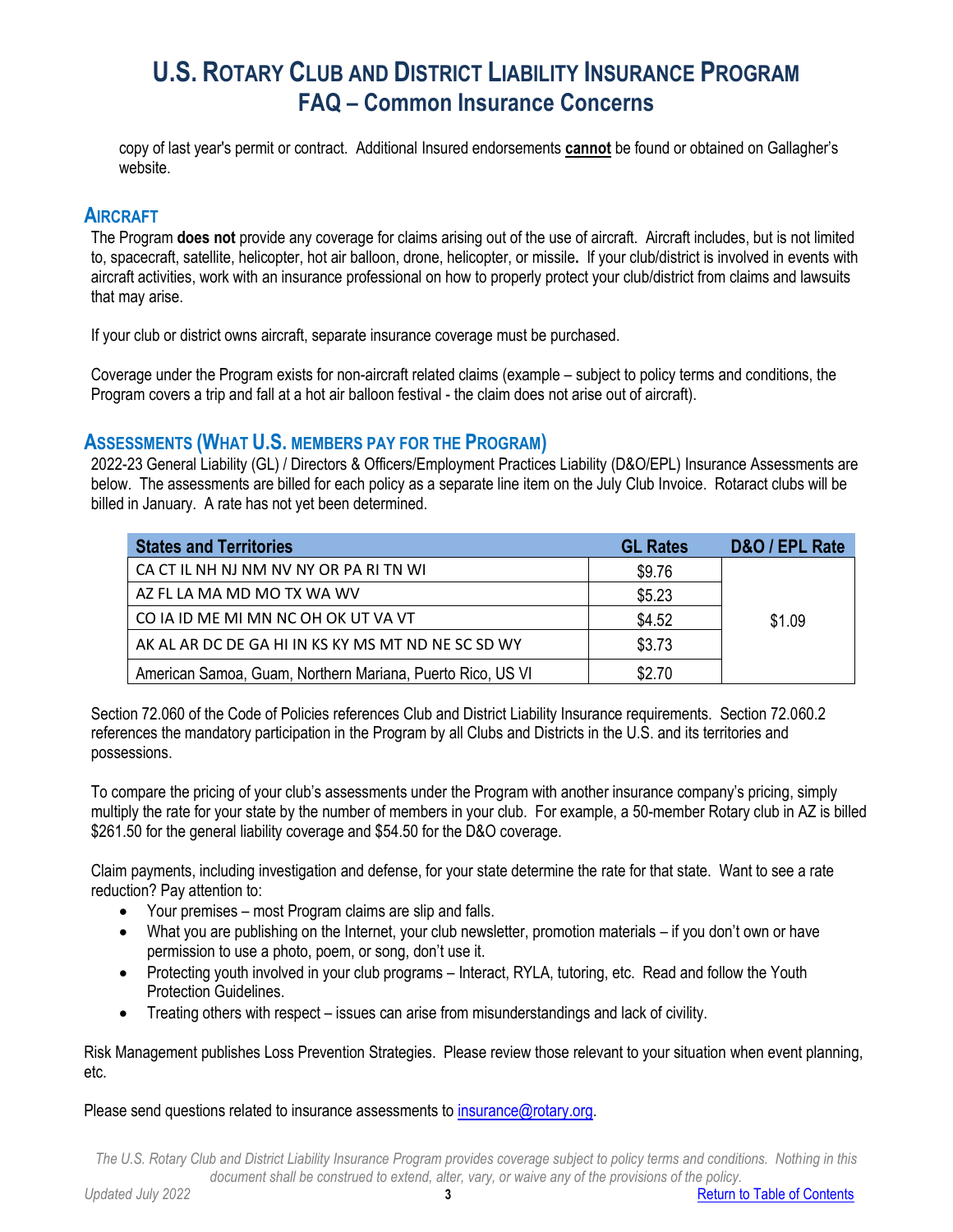copy of last year's permit or contract. Additional Insured endorsements **cannot** be found or obtained on Gallagher's website.

## AIRCRAFT

The Program **does not** provide any coverage for claims arising out of the use of aircraft. Aircraft includes, but is not limited to, spacecraft, satellite, helicopter, hot air balloon, drone, helicopter, or missile**.** If your club/district is involved in events with aircraft activities, work with an insurance professional on how to properly protect your club/district from claims and lawsuits that may arise.

If your club or district owns aircraft, separate insurance coverage must be purchased.

Coverage under the Program exists for non-aircraft related claims (example – subject to policy terms and conditions, the Program covers a trip and fall at a hot air balloon festival - the claim does not arise out of aircraft).

## ASSESSMENTS (WHAT U.S. MEMBERS PAY FOR THE PROGRAM)

2022-23 General Liability (GL) / Directors & Officers/Employment Practices Liability (D&O/EPL) Insurance Assessments are below. The assessments are billed for each policy as a separate line item on the July Club Invoice. Rotaract clubs will be billed in January. A rate has not yet been determined.

| States and Territories | GL Rates | D&O / EPL Rate |
|---|---|---|
| CA CT IL NH NJ NM NV NY OR PA RI TN WI | $9.76 | $1.09 |
| AZ FL LA MA MD MO TX WA WV | $5.23 | |
| CO IA ID ME MI MN NC OH OK UT VA VT | $4.52 | |
| AK AL AR DC DE GA HI IN KS KY MS MT ND NE SC SD WY | $3.73 | |
| American Samoa, Guam, Northern Mariana, Puerto Rico, US VI | $2.70 | |

Section 72.060 of the Code of Policies references Club and District Liability Insurance requirements. Section 72.060.2 references the mandatory participation in the Program by all Clubs and Districts in the U.S. and its territories and possessions.

To compare the pricing of your club's assessments under the Program with another insurance company's pricing, simply multiply the rate for your state by the number of members in your club. For example, a 50-member Rotary club in AZ is billed $261.50 for the general liability coverage and $54.50 for the D&O coverage.

Claim payments, including investigation and defense, for your state determine the rate for that state. Want to see a rate reduction? Pay attention to:

- Your premises – most Program claims are slip and falls.
- What you are publishing on the Internet, your club newsletter, promotion materials – if you don't own or have permission to use a photo, poem, or song, don't use it.
- Protecting youth involved in your club programs – Interact, RYLA, tutoring, etc. Read and follow the Youth Protection Guidelines.
- Treating others with respect – issues can arise from misunderstandings and lack of civility.

Risk Management publishes Loss Prevention Strategies. Please review those relevant to your situation when event planning, etc.

Please send questions related to insurance assessments to [insurance@rotary.org](mailto:insurance@rotary.org).

*The U.S. Rotary Club and District Liability Insurance Program provides coverage subject to policy terms and conditions. Nothing in this document shall be construed to extend, alter, vary, or waive any of the provisions of the policy.*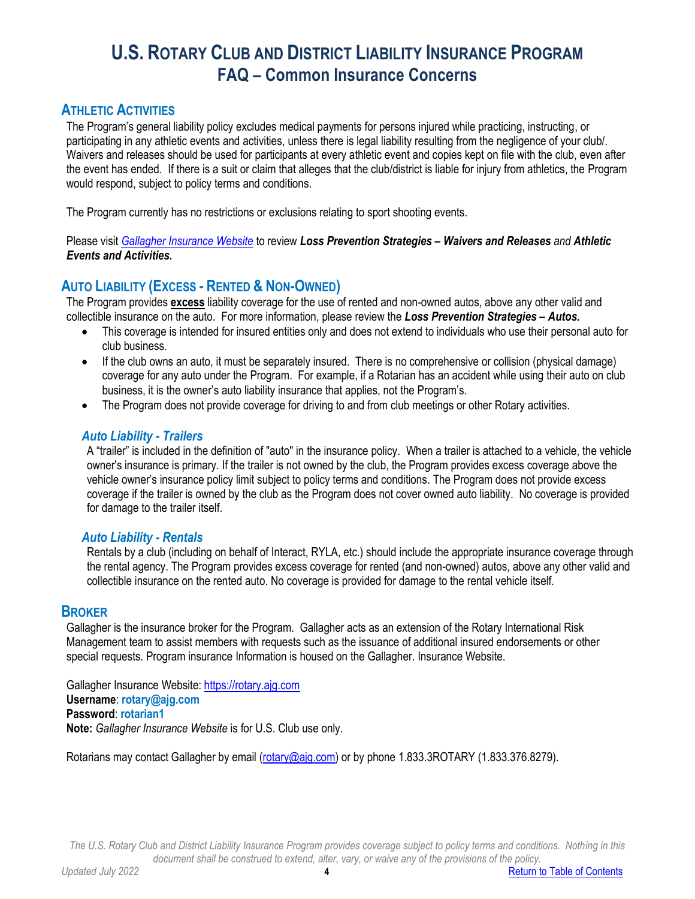# U.S. ROTARY CLUB AND DISTRICT LIABILITY INSURANCE PROGRAM
# FAQ – Common Insurance Concerns

## ATHLETIC ACTIVITIES

The Program's general liability policy excludes medical payments for persons injured while practicing, instructing, or participating in any athletic events and activities, unless there is legal liability resulting from the negligence of your club/. Waivers and releases should be used for participants at every athletic event and copies kept on file with the club, even after the event has ended. If there is a suit or claim that alleges that the club/district is liable for injury from athletics, the Program would respond, subject to policy terms and conditions.

The Program currently has no restrictions or exclusions relating to sport shooting events.

Please visit *Gallagher Insurance Website* to review ***Loss Prevention Strategies – Waivers and Releases*** *and* ***Athletic Events and Activities.***

## AUTO LIABILITY (EXCESS - RENTED & NON-OWNED)

The Program provides **excess** liability coverage for the use of rented and non-owned autos, above any other valid and collectible insurance on the auto. For more information, please review the ***Loss Prevention Strategies – Autos.***

- This coverage is intended for insured entities only and does not extend to individuals who use their personal auto for club business.
- If the club owns an auto, it must be separately insured. There is no comprehensive or collision (physical damage) coverage for any auto under the Program. For example, if a Rotarian has an accident while using their auto on club business, it is the owner's auto liability insurance that applies, not the Program's.
- The Program does not provide coverage for driving to and from club meetings or other Rotary activities.

### *Auto Liability - Trailers*

A "trailer" is included in the definition of "auto" in the insurance policy. When a trailer is attached to a vehicle, the vehicle owner's insurance is primary. If the trailer is not owned by the club, the Program provides excess coverage above the vehicle owner's insurance policy limit subject to policy terms and conditions. The Program does not provide excess coverage if the trailer is owned by the club as the Program does not cover owned auto liability. No coverage is provided for damage to the trailer itself.

### *Auto Liability - Rentals*

Rentals by a club (including on behalf of Interact, RYLA, etc.) should include the appropriate insurance coverage through the rental agency. The Program provides excess coverage for rented (and non-owned) autos, above any other valid and collectible insurance on the rented auto. No coverage is provided for damage to the rental vehicle itself.

## BROKER

Gallagher is the insurance broker for the Program. Gallagher acts as an extension of the Rotary International Risk Management team to assist members with requests such as the issuance of additional insured endorsements or other special requests. Program insurance Information is housed on the Gallagher. Insurance Website.

Gallagher Insurance Website: https://rotary.ajg.com
**Username**: **rotary@ajg.com**
**Password**: **rotarian1**
**Note:** *Gallagher Insurance Website* is for U.S. Club use only.

Rotarians may contact Gallagher by email (rotary@ajg.com) or by phone 1.833.3ROTARY (1.833.376.8279).

*The U.S. Rotary Club and District Liability Insurance Program provides coverage subject to policy terms and conditions. Nothing in this document shall be construed to extend, alter, vary, or waive any of the provisions of the policy.*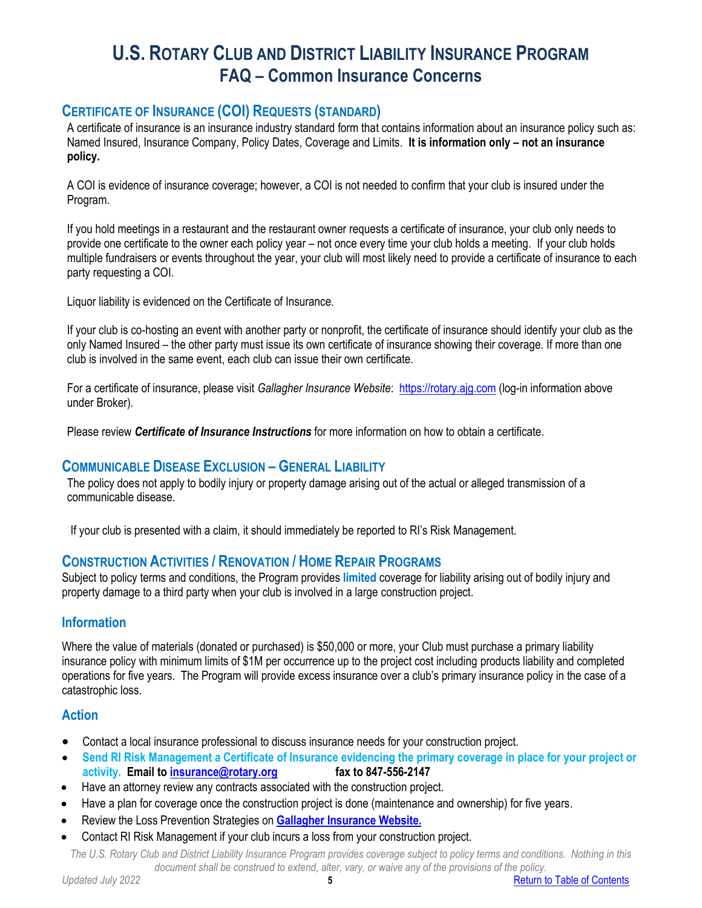# U.S. Rotary Club and District Liability Insurance Program
## FAQ – Common Insurance Concerns

### Certificate of Insurance (COI) Requests (standard)

A certificate of insurance is an insurance industry standard form that contains information about an insurance policy such as: Named Insured, Insurance Company, Policy Dates, Coverage and Limits. **It is information only – not an insurance policy.**

A COI is evidence of insurance coverage; however, a COI is not needed to confirm that your club is insured under the Program.

If you hold meetings in a restaurant and the restaurant owner requests a certificate of insurance, your club only needs to provide one certificate to the owner each policy year – not once every time your club holds a meeting. If your club holds multiple fundraisers or events throughout the year, your club will most likely need to provide a certificate of insurance to each party requesting a COI.

Liquor liability is evidenced on the Certificate of Insurance.

If your club is co-hosting an event with another party or nonprofit, the certificate of insurance should identify your club as the only Named Insured – the other party must issue its own certificate of insurance showing their coverage. If more than one club is involved in the same event, each club can issue their own certificate.

For a certificate of insurance, please visit *Gallagher Insurance Website*: https://rotary.ajg.com (log-in information above under Broker).

Please review ***Certificate of Insurance Instructions*** for more information on how to obtain a certificate.

### Communicable Disease Exclusion – General Liability

The policy does not apply to bodily injury or property damage arising out of the actual or alleged transmission of a communicable disease.

If your club is presented with a claim, it should immediately be reported to RI's Risk Management.

### Construction Activities / Renovation / Home Repair Programs

Subject to policy terms and conditions, the Program provides **limited** coverage for liability arising out of bodily injury and property damage to a third party when your club is involved in a large construction project.

### Information

Where the value of materials (donated or purchased) is $50,000 or more, your Club must purchase a primary liability insurance policy with minimum limits of $1M per occurrence up to the project cost including products liability and completed operations for five years. The Program will provide excess insurance over a club's primary insurance policy in the case of a catastrophic loss.

### Action

- Contact a local insurance professional to discuss insurance needs for your construction project.
- **Send RI Risk Management a Certificate of Insurance evidencing the primary coverage in place for your project or activity. Email to insurance@rotary.org fax to 847-556-2147**
- Have an attorney review any contracts associated with the construction project.
- Have a plan for coverage once the construction project is done (maintenance and ownership) for five years.
- Review the Loss Prevention Strategies on **Gallagher Insurance Website.**
- Contact RI Risk Management if your club incurs a loss from your construction project.

*The U.S. Rotary Club and District Liability Insurance Program provides coverage subject to policy terms and conditions. Nothing in this document shall be construed to extend, alter, vary, or waive any of the provisions of the policy.*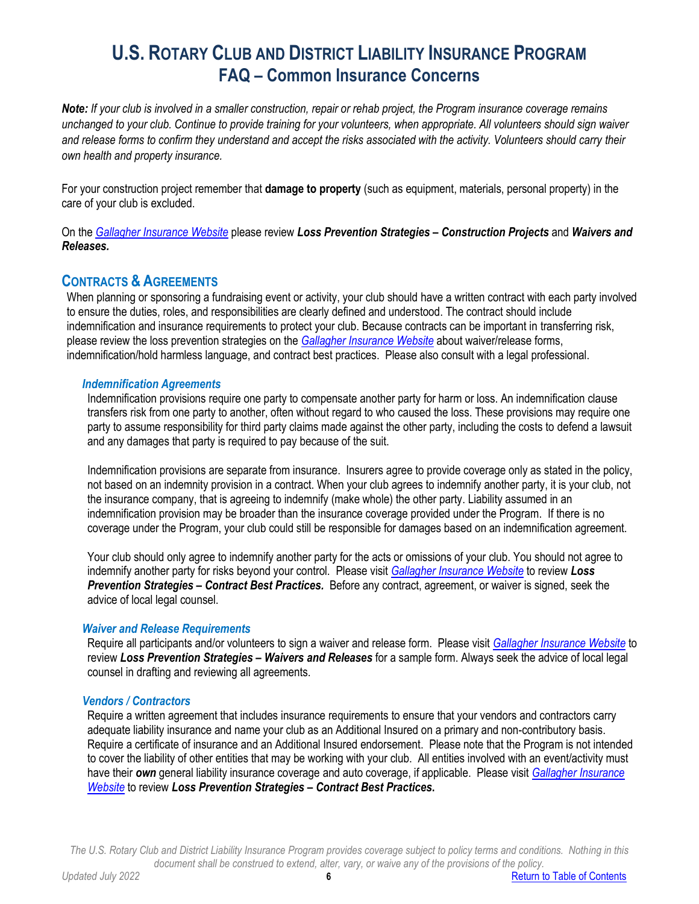# U.S. Rotary Club and District Liability Insurance Program
## FAQ – Common Insurance Concerns

***Note:*** *If your club is involved in a smaller construction, repair or rehab project, the Program insurance coverage remains unchanged to your club. Continue to provide training for your volunteers, when appropriate. All volunteers should sign waiver and release forms to confirm they understand and accept the risks associated with the activity. Volunteers should carry their own health and property insurance.*

For your construction project remember that **damage to property** (such as equipment, materials, personal property) in the care of your club is excluded.

On the *Gallagher Insurance Website* please review ***Loss Prevention Strategies – Construction Projects*** and ***Waivers and Releases.***

## Contracts & Agreements

When planning or sponsoring a fundraising event or activity, your club should have a written contract with each party involved to ensure the duties, roles, and responsibilities are clearly defined and understood. The contract should include indemnification and insurance requirements to protect your club. Because contracts can be important in transferring risk, please review the loss prevention strategies on the *Gallagher Insurance Website* about waiver/release forms, indemnification/hold harmless language, and contract best practices. Please also consult with a legal professional.

### *Indemnification Agreements*

Indemnification provisions require one party to compensate another party for harm or loss. An indemnification clause transfers risk from one party to another, often without regard to who caused the loss. These provisions may require one party to assume responsibility for third party claims made against the other party, including the costs to defend a lawsuit and any damages that party is required to pay because of the suit.

Indemnification provisions are separate from insurance. Insurers agree to provide coverage only as stated in the policy, not based on an indemnity provision in a contract. When your club agrees to indemnify another party, it is your club, not the insurance company, that is agreeing to indemnify (make whole) the other party. Liability assumed in an indemnification provision may be broader than the insurance coverage provided under the Program. If there is no coverage under the Program, your club could still be responsible for damages based on an indemnification agreement.

Your club should only agree to indemnify another party for the acts or omissions of your club. You should not agree to indemnify another party for risks beyond your control. Please visit *Gallagher Insurance Website* to review ***Loss Prevention Strategies – Contract Best Practices.*** Before any contract, agreement, or waiver is signed, seek the advice of local legal counsel.

### *Waiver and Release Requirements*

Require all participants and/or volunteers to sign a waiver and release form. Please visit *Gallagher Insurance Website* to review ***Loss Prevention Strategies – Waivers and Releases*** for a sample form. Always seek the advice of local legal counsel in drafting and reviewing all agreements.

### *Vendors / Contractors*

Require a written agreement that includes insurance requirements to ensure that your vendors and contractors carry adequate liability insurance and name your club as an Additional Insured on a primary and non-contributory basis. Require a certificate of insurance and an Additional Insured endorsement. Please note that the Program is not intended to cover the liability of other entities that may be working with your club. All entities involved with an event/activity must have their ***own*** general liability insurance coverage and auto coverage, if applicable. Please visit *Gallagher Insurance Website* to review ***Loss Prevention Strategies – Contract Best Practices.***

*The U.S. Rotary Club and District Liability Insurance Program provides coverage subject to policy terms and conditions. Nothing in this document shall be construed to extend, alter, vary, or waive any of the provisions of the policy.*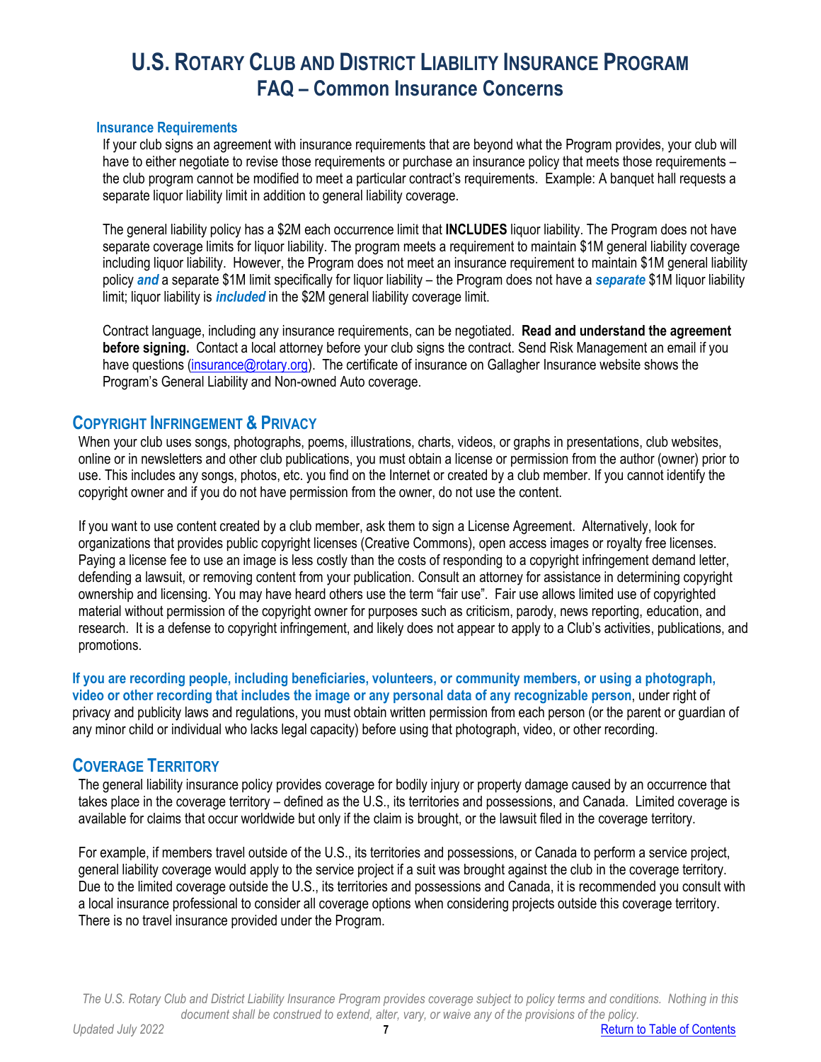# U.S. Rotary Club and District Liability Insurance Program
## FAQ – Common Insurance Concerns

### Insurance Requirements

If your club signs an agreement with insurance requirements that are beyond what the Program provides, your club will have to either negotiate to revise those requirements or purchase an insurance policy that meets those requirements – the club program cannot be modified to meet a particular contract's requirements. Example: A banquet hall requests a separate liquor liability limit in addition to general liability coverage.

The general liability policy has a $2M each occurrence limit that **INCLUDES** liquor liability. The Program does not have separate coverage limits for liquor liability. The program meets a requirement to maintain $1M general liability coverage including liquor liability. However, the Program does not meet an insurance requirement to maintain $1M general liability policy ***and*** a separate $1M limit specifically for liquor liability – the Program does not have a ***separate*** $1M liquor liability limit; liquor liability is ***included*** in the $2M general liability coverage limit.

Contract language, including any insurance requirements, can be negotiated. **Read and understand the agreement before signing.** Contact a local attorney before your club signs the contract. Send Risk Management an email if you have questions (insurance@rotary.org). The certificate of insurance on Gallagher Insurance website shows the Program's General Liability and Non-owned Auto coverage.

## Copyright Infringement & Privacy

When your club uses songs, photographs, poems, illustrations, charts, videos, or graphs in presentations, club websites, online or in newsletters and other club publications, you must obtain a license or permission from the author (owner) prior to use. This includes any songs, photos, etc. you find on the Internet or created by a club member. If you cannot identify the copyright owner and if you do not have permission from the owner, do not use the content.

If you want to use content created by a club member, ask them to sign a License Agreement. Alternatively, look for organizations that provides public copyright licenses (Creative Commons), open access images or royalty free licenses. Paying a license fee to use an image is less costly than the costs of responding to a copyright infringement demand letter, defending a lawsuit, or removing content from your publication. Consult an attorney for assistance in determining copyright ownership and licensing. You may have heard others use the term "fair use". Fair use allows limited use of copyrighted material without permission of the copyright owner for purposes such as criticism, parody, news reporting, education, and research. It is a defense to copyright infringement, and likely does not appear to apply to a Club's activities, publications, and promotions.

**If you are recording people, including beneficiaries, volunteers, or community members, or using a photograph, video or other recording that includes the image or any personal data of any recognizable person**, under right of privacy and publicity laws and regulations, you must obtain written permission from each person (or the parent or guardian of any minor child or individual who lacks legal capacity) before using that photograph, video, or other recording.

## Coverage Territory

The general liability insurance policy provides coverage for bodily injury or property damage caused by an occurrence that takes place in the coverage territory – defined as the U.S., its territories and possessions, and Canada. Limited coverage is available for claims that occur worldwide but only if the claim is brought, or the lawsuit filed in the coverage territory.

For example, if members travel outside of the U.S., its territories and possessions, or Canada to perform a service project, general liability coverage would apply to the service project if a suit was brought against the club in the coverage territory. Due to the limited coverage outside the U.S., its territories and possessions and Canada, it is recommended you consult with a local insurance professional to consider all coverage options when considering projects outside this coverage territory. There is no travel insurance provided under the Program.

*The U.S. Rotary Club and District Liability Insurance Program provides coverage subject to policy terms and conditions. Nothing in this document shall be construed to extend, alter, vary, or waive any of the provisions of the policy.*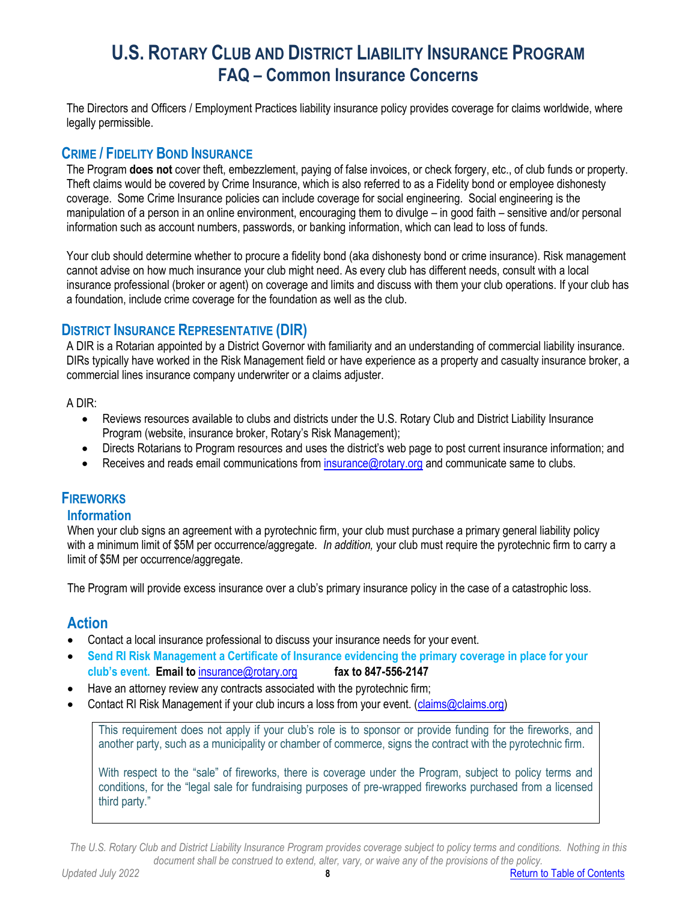# U.S. Rotary Club and District Liability Insurance Program
## FAQ – Common Insurance Concerns

The Directors and Officers / Employment Practices liability insurance policy provides coverage for claims worldwide, where legally permissible.

### Crime / Fidelity Bond Insurance

The Program **does not** cover theft, embezzlement, paying of false invoices, or check forgery, etc., of club funds or property. Theft claims would be covered by Crime Insurance, which is also referred to as a Fidelity bond or employee dishonesty coverage. Some Crime Insurance policies can include coverage for social engineering. Social engineering is the manipulation of a person in an online environment, encouraging them to divulge – in good faith – sensitive and/or personal information such as account numbers, passwords, or banking information, which can lead to loss of funds.

Your club should determine whether to procure a fidelity bond (aka dishonesty bond or crime insurance). Risk management cannot advise on how much insurance your club might need. As every club has different needs, consult with a local insurance professional (broker or agent) on coverage and limits and discuss with them your club operations. If your club has a foundation, include crime coverage for the foundation as well as the club.

### District Insurance Representative (DIR)

A DIR is a Rotarian appointed by a District Governor with familiarity and an understanding of commercial liability insurance. DIRs typically have worked in the Risk Management field or have experience as a property and casualty insurance broker, a commercial lines insurance company underwriter or a claims adjuster.

A DIR:

- Reviews resources available to clubs and districts under the U.S. Rotary Club and District Liability Insurance Program (website, insurance broker, Rotary's Risk Management);
- Directs Rotarians to Program resources and uses the district's web page to post current insurance information; and
- Receives and reads email communications from insurance@rotary.org and communicate same to clubs.

### Fireworks

#### Information

When your club signs an agreement with a pyrotechnic firm, your club must purchase a primary general liability policy with a minimum limit of $5M per occurrence/aggregate. *In addition,* your club must require the pyrotechnic firm to carry a limit of $5M per occurrence/aggregate.

The Program will provide excess insurance over a club's primary insurance policy in the case of a catastrophic loss.

#### Action

- Contact a local insurance professional to discuss your insurance needs for your event.
- **Send RI Risk Management a Certificate of Insurance evidencing the primary coverage in place for your club's event. Email to** insurance@rotary.org **fax to 847-556-2147**
- Have an attorney review any contracts associated with the pyrotechnic firm;
- Contact RI Risk Management if your club incurs a loss from your event. (claims@claims.org)

> This requirement does not apply if your club's role is to sponsor or provide funding for the fireworks, and another party, such as a municipality or chamber of commerce, signs the contract with the pyrotechnic firm.
>
> With respect to the "sale" of fireworks, there is coverage under the Program, subject to policy terms and conditions, for the "legal sale for fundraising purposes of pre-wrapped fireworks purchased from a licensed third party."

*The U.S. Rotary Club and District Liability Insurance Program provides coverage subject to policy terms and conditions. Nothing in this document shall be construed to extend, alter, vary, or waive any of the provisions of the policy.*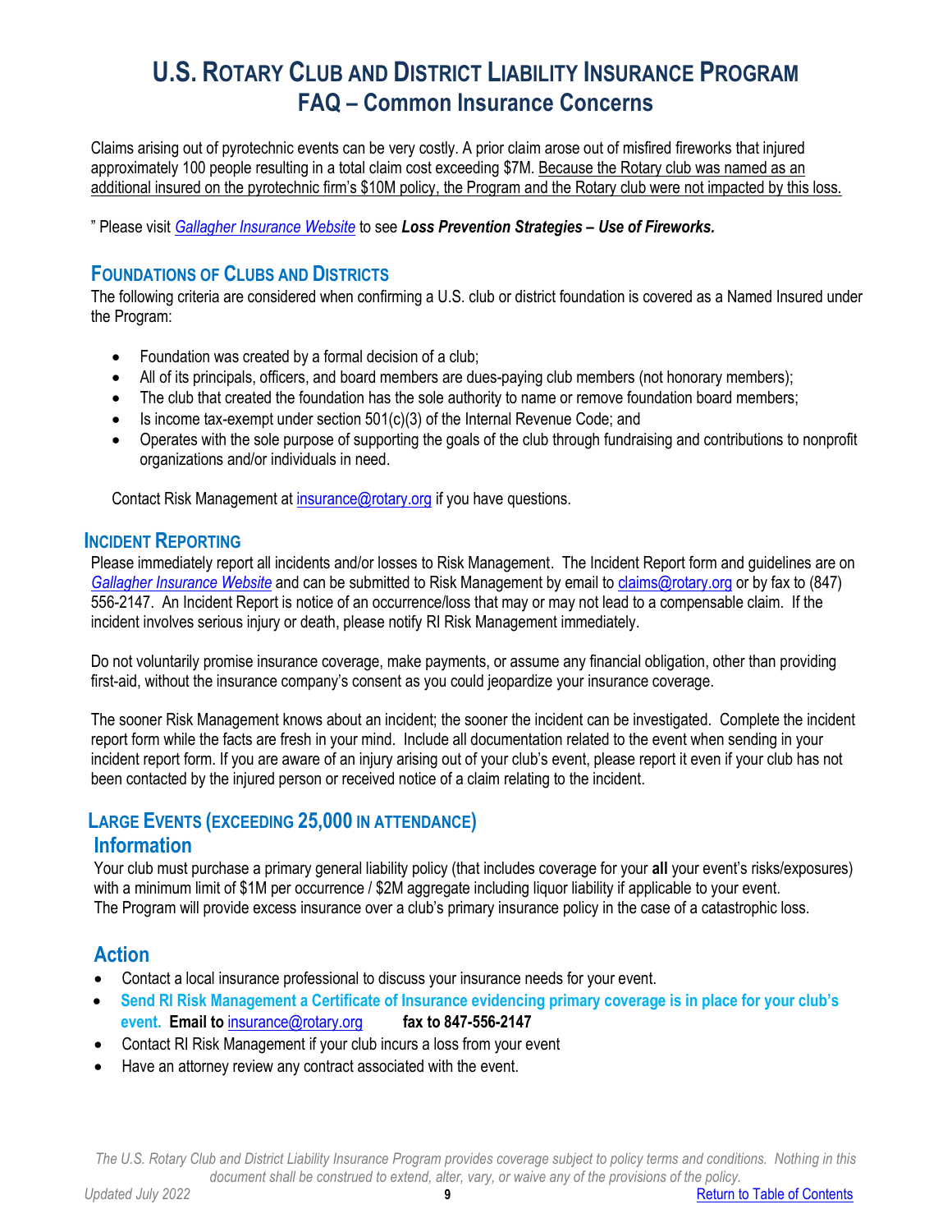# U.S. Rotary Club and District Liability Insurance Program
## FAQ – Common Insurance Concerns

Claims arising out of pyrotechnic events can be very costly. A prior claim arose out of misfired fireworks that injured approximately 100 people resulting in a total claim cost exceeding $7M. Because the Rotary club was named as an additional insured on the pyrotechnic firm's $10M policy, the Program and the Rotary club were not impacted by this loss.

" Please visit *Gallagher Insurance Website* to see ***Loss Prevention Strategies – Use of Fireworks.***

### Foundations of Clubs and Districts

The following criteria are considered when confirming a U.S. club or district foundation is covered as a Named Insured under the Program:

- Foundation was created by a formal decision of a club;
- All of its principals, officers, and board members are dues-paying club members (not honorary members);
- The club that created the foundation has the sole authority to name or remove foundation board members;
- Is income tax-exempt under section 501(c)(3) of the Internal Revenue Code; and
- Operates with the sole purpose of supporting the goals of the club through fundraising and contributions to nonprofit organizations and/or individuals in need.

Contact Risk Management at insurance@rotary.org if you have questions.

### Incident Reporting

Please immediately report all incidents and/or losses to Risk Management. The Incident Report form and guidelines are on *Gallagher Insurance Website* and can be submitted to Risk Management by email to claims@rotary.org or by fax to (847) 556-2147. An Incident Report is notice of an occurrence/loss that may or may not lead to a compensable claim. If the incident involves serious injury or death, please notify RI Risk Management immediately.

Do not voluntarily promise insurance coverage, make payments, or assume any financial obligation, other than providing first-aid, without the insurance company's consent as you could jeopardize your insurance coverage.

The sooner Risk Management knows about an incident; the sooner the incident can be investigated. Complete the incident report form while the facts are fresh in your mind. Include all documentation related to the event when sending in your incident report form. If you are aware of an injury arising out of your club's event, please report it even if your club has not been contacted by the injured person or received notice of a claim relating to the incident.

### Large Events (exceeding 25,000 in attendance)

#### Information

Your club must purchase a primary general liability policy (that includes coverage for your **all** your event's risks/exposures) with a minimum limit of $1M per occurrence / $2M aggregate including liquor liability if applicable to your event. The Program will provide excess insurance over a club's primary insurance policy in the case of a catastrophic loss.

#### Action

- Contact a local insurance professional to discuss your insurance needs for your event.
- **Send RI Risk Management a Certificate of Insurance evidencing primary coverage is in place for your club's event. Email to** insurance@rotary.org **fax to 847-556-2147**
- Contact RI Risk Management if your club incurs a loss from your event
- Have an attorney review any contract associated with the event.

*The U.S. Rotary Club and District Liability Insurance Program provides coverage subject to policy terms and conditions. Nothing in this document shall be construed to extend, alter, vary, or waive any of the provisions of the policy.*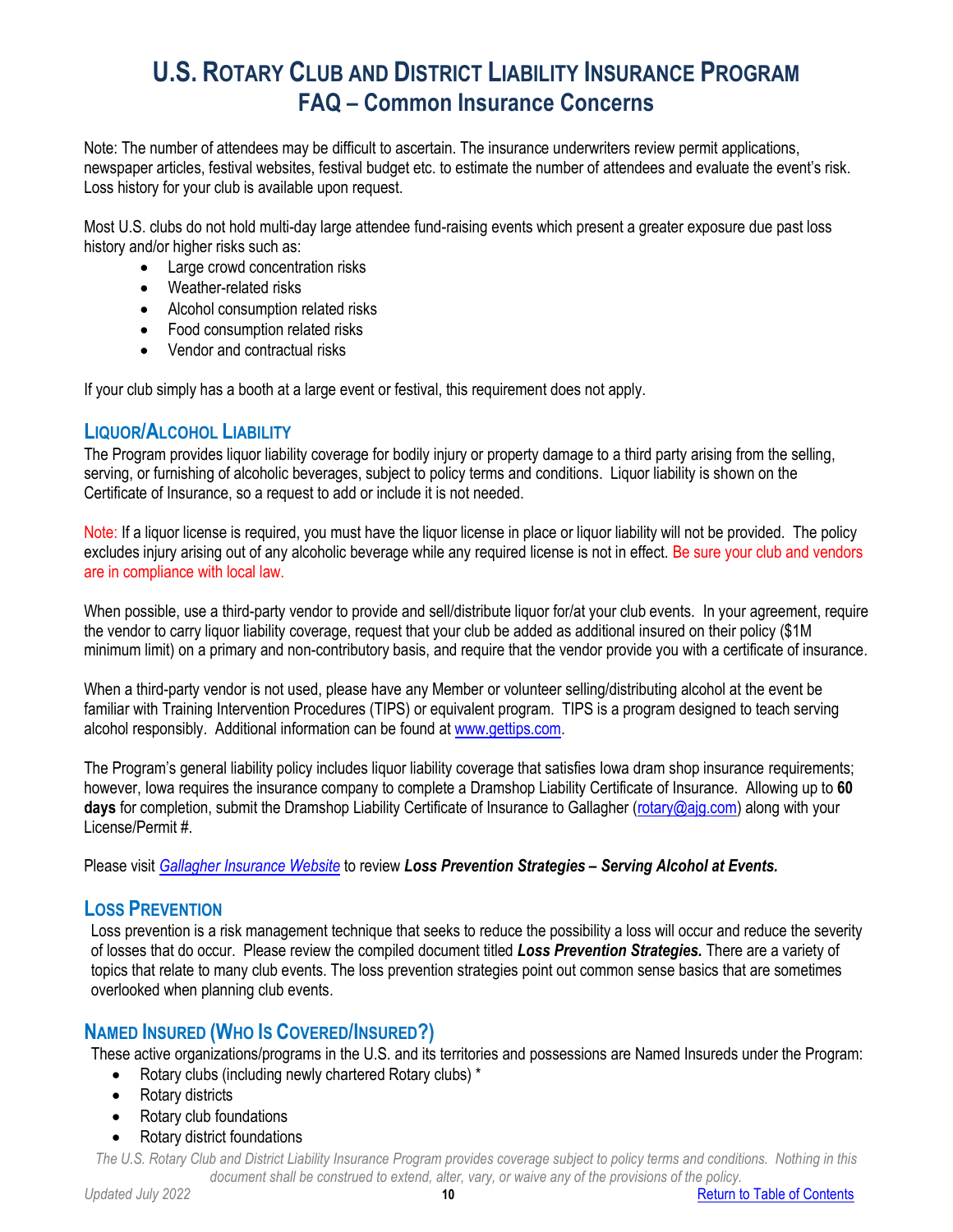Note: The number of attendees may be difficult to ascertain. The insurance underwriters review permit applications, newspaper articles, festival websites, festival budget etc. to estimate the number of attendees and evaluate the event's risk. Loss history for your club is available upon request.

Most U.S. clubs do not hold multi-day large attendee fund-raising events which present a greater exposure due past loss history and/or higher risks such as:

- Large crowd concentration risks
- Weather-related risks
- Alcohol consumption related risks
- Food consumption related risks
- Vendor and contractual risks

If your club simply has a booth at a large event or festival, this requirement does not apply.

## Liquor/Alcohol Liability

The Program provides liquor liability coverage for bodily injury or property damage to a third party arising from the selling, serving, or furnishing of alcoholic beverages, subject to policy terms and conditions. Liquor liability is shown on the Certificate of Insurance, so a request to add or include it is not needed.

Note: If a liquor license is required, you must have the liquor license in place or liquor liability will not be provided. The policy excludes injury arising out of any alcoholic beverage while any required license is not in effect. Be sure your club and vendors are in compliance with local law.

When possible, use a third-party vendor to provide and sell/distribute liquor for/at your club events. In your agreement, require the vendor to carry liquor liability coverage, request that your club be added as additional insured on their policy ($1M minimum limit) on a primary and non-contributory basis, and require that the vendor provide you with a certificate of insurance.

When a third-party vendor is not used, please have any Member or volunteer selling/distributing alcohol at the event be familiar with Training Intervention Procedures (TIPS) or equivalent program. TIPS is a program designed to teach serving alcohol responsibly. Additional information can be found at www.gettips.com.

The Program's general liability policy includes liquor liability coverage that satisfies Iowa dram shop insurance requirements; however, Iowa requires the insurance company to complete a Dramshop Liability Certificate of Insurance. Allowing up to **60 days** for completion, submit the Dramshop Liability Certificate of Insurance to Gallagher (rotary@ajg.com) along with your License/Permit #.

Please visit *Gallagher Insurance Website* to review ***Loss Prevention Strategies – Serving Alcohol at Events.***

## Loss Prevention

Loss prevention is a risk management technique that seeks to reduce the possibility a loss will occur and reduce the severity of losses that do occur. Please review the compiled document titled ***Loss Prevention Strategies.*** There are a variety of topics that relate to many club events. The loss prevention strategies point out common sense basics that are sometimes overlooked when planning club events.

## Named Insured (Who Is Covered/Insured?)

These active organizations/programs in the U.S. and its territories and possessions are Named Insureds under the Program:

- Rotary clubs (including newly chartered Rotary clubs) *
- Rotary districts
- Rotary club foundations
- Rotary district foundations

*The U.S. Rotary Club and District Liability Insurance Program provides coverage subject to policy terms and conditions. Nothing in this document shall be construed to extend, alter, vary, or waive any of the provisions of the policy.*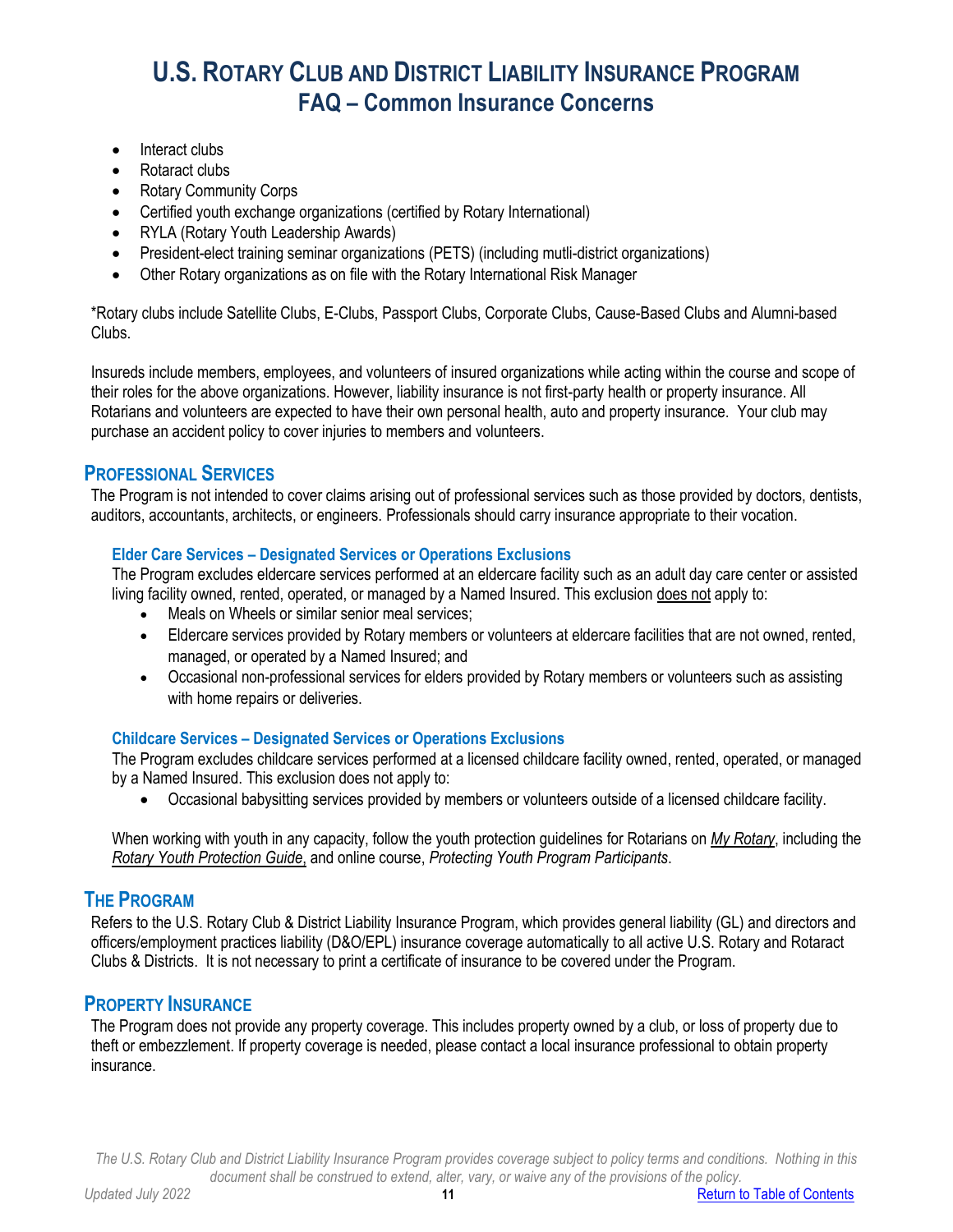- Interact clubs
- Rotaract clubs
- Rotary Community Corps
- Certified youth exchange organizations (certified by Rotary International)
- RYLA (Rotary Youth Leadership Awards)
- President-elect training seminar organizations (PETS) (including mutli-district organizations)
- Other Rotary organizations as on file with the Rotary International Risk Manager

*Rotary clubs include Satellite Clubs, E-Clubs, Passport Clubs, Corporate Clubs, Cause-Based Clubs and Alumni-based Clubs.

Insureds include members, employees, and volunteers of insured organizations while acting within the course and scope of their roles for the above organizations. However, liability insurance is not first-party health or property insurance. All Rotarians and volunteers are expected to have their own personal health, auto and property insurance. Your club may purchase an accident policy to cover injuries to members and volunteers.

## Professional Services

The Program is not intended to cover claims arising out of professional services such as those provided by doctors, dentists, auditors, accountants, architects, or engineers. Professionals should carry insurance appropriate to their vocation.

### Elder Care Services – Designated Services or Operations Exclusions

The Program excludes eldercare services performed at an eldercare facility such as an adult day care center or assisted living facility owned, rented, operated, or managed by a Named Insured. This exclusion does not apply to:

- Meals on Wheels or similar senior meal services;
- Eldercare services provided by Rotary members or volunteers at eldercare facilities that are not owned, rented, managed, or operated by a Named Insured; and
- Occasional non-professional services for elders provided by Rotary members or volunteers such as assisting with home repairs or deliveries.

### Childcare Services – Designated Services or Operations Exclusions

The Program excludes childcare services performed at a licensed childcare facility owned, rented, operated, or managed by a Named Insured. This exclusion does not apply to:

- Occasional babysitting services provided by members or volunteers outside of a licensed childcare facility.

When working with youth in any capacity, follow the youth protection guidelines for Rotarians on *My Rotary*, including the *Rotary Youth Protection Guide*, and online course, *Protecting Youth Program Participants*.

## The Program

Refers to the U.S. Rotary Club & District Liability Insurance Program, which provides general liability (GL) and directors and officers/employment practices liability (D&O/EPL) insurance coverage automatically to all active U.S. Rotary and Rotaract Clubs & Districts. It is not necessary to print a certificate of insurance to be covered under the Program.

## Property Insurance

The Program does not provide any property coverage. This includes property owned by a club, or loss of property due to theft or embezzlement. If property coverage is needed, please contact a local insurance professional to obtain property insurance.

*The U.S. Rotary Club and District Liability Insurance Program provides coverage subject to policy terms and conditions. Nothing in this document shall be construed to extend, alter, vary, or waive any of the provisions of the policy.*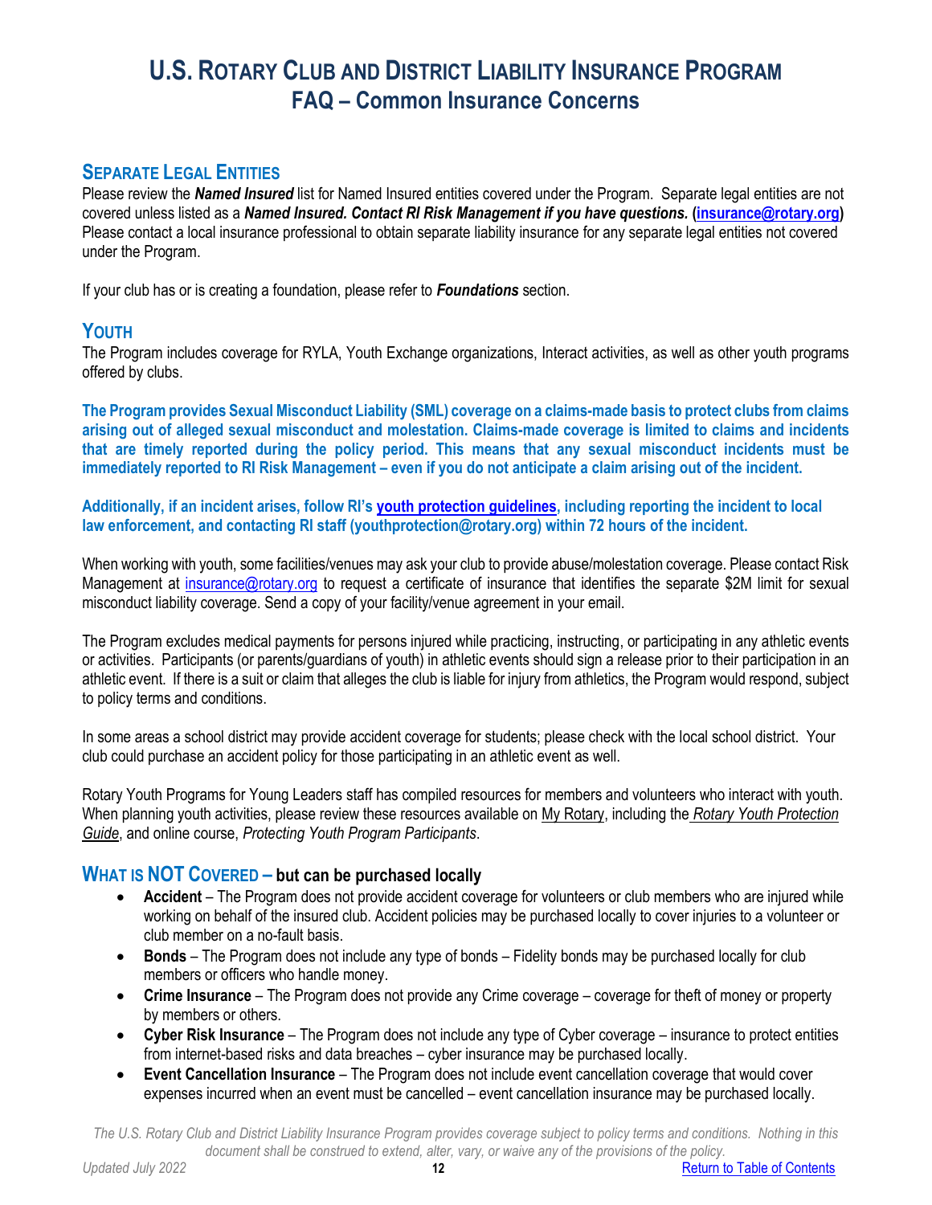# U.S. Rotary Club and District Liability Insurance Program
## FAQ – Common Insurance Concerns

### Separate Legal Entities

Please review the ***Named Insured*** list for Named Insured entities covered under the Program. Separate legal entities are not covered unless listed as a ***Named Insured. Contact RI Risk Management if you have questions.* (insurance@rotary.org)** Please contact a local insurance professional to obtain separate liability insurance for any separate legal entities not covered under the Program.

If your club has or is creating a foundation, please refer to ***Foundations*** section.

### Youth

The Program includes coverage for RYLA, Youth Exchange organizations, Interact activities, as well as other youth programs offered by clubs.

**The Program provides Sexual Misconduct Liability (SML) coverage on a claims-made basis to protect clubs from claims arising out of alleged sexual misconduct and molestation. Claims-made coverage is limited to claims and incidents that are timely reported during the policy period. This means that any sexual misconduct incidents must be immediately reported to RI Risk Management – even if you do not anticipate a claim arising out of the incident.**

**Additionally, if an incident arises, follow RI's youth protection guidelines, including reporting the incident to local law enforcement, and contacting RI staff (youthprotection@rotary.org) within 72 hours of the incident.**

When working with youth, some facilities/venues may ask your club to provide abuse/molestation coverage. Please contact Risk Management at insurance@rotary.org to request a certificate of insurance that identifies the separate $2M limit for sexual misconduct liability coverage. Send a copy of your facility/venue agreement in your email.

The Program excludes medical payments for persons injured while practicing, instructing, or participating in any athletic events or activities. Participants (or parents/guardians of youth) in athletic events should sign a release prior to their participation in an athletic event. If there is a suit or claim that alleges the club is liable for injury from athletics, the Program would respond, subject to policy terms and conditions.

In some areas a school district may provide accident coverage for students; please check with the local school district. Your club could purchase an accident policy for those participating in an athletic event as well.

Rotary Youth Programs for Young Leaders staff has compiled resources for members and volunteers who interact with youth. When planning youth activities, please review these resources available on My Rotary, including the *Rotary Youth Protection Guide*, and online course, *Protecting Youth Program Participants*.

### What is NOT Covered – but can be purchased locally

- **Accident** – The Program does not provide accident coverage for volunteers or club members who are injured while working on behalf of the insured club. Accident policies may be purchased locally to cover injuries to a volunteer or club member on a no-fault basis.
- **Bonds** – The Program does not include any type of bonds – Fidelity bonds may be purchased locally for club members or officers who handle money.
- **Crime Insurance** – The Program does not provide any Crime coverage – coverage for theft of money or property by members or others.
- **Cyber Risk Insurance** – The Program does not include any type of Cyber coverage – insurance to protect entities from internet-based risks and data breaches – cyber insurance may be purchased locally.
- **Event Cancellation Insurance** – The Program does not include event cancellation coverage that would cover expenses incurred when an event must be cancelled – event cancellation insurance may be purchased locally.

*The U.S. Rotary Club and District Liability Insurance Program provides coverage subject to policy terms and conditions. Nothing in this document shall be construed to extend, alter, vary, or waive any of the provisions of the policy.*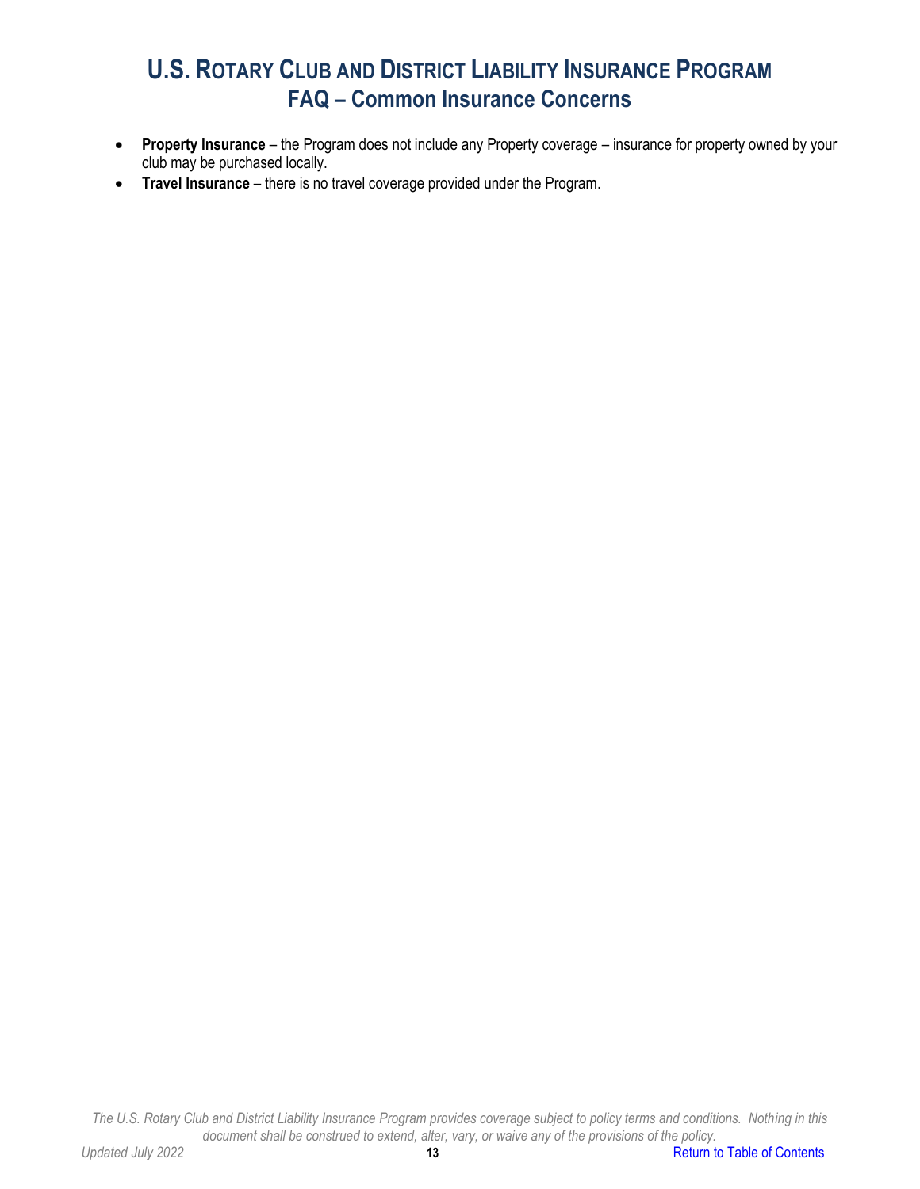# U.S. Rotary Club and District Liability Insurance Program
## FAQ – Common Insurance Concerns

- **Property Insurance** – the Program does not include any Property coverage – insurance for property owned by your club may be purchased locally.
- **Travel Insurance** – there is no travel coverage provided under the Program.

*The U.S. Rotary Club and District Liability Insurance Program provides coverage subject to policy terms and conditions. Nothing in this document shall be construed to extend, alter, vary, or waive any of the provisions of the policy.*

*Updated July 2022*

Return to Table of Contents